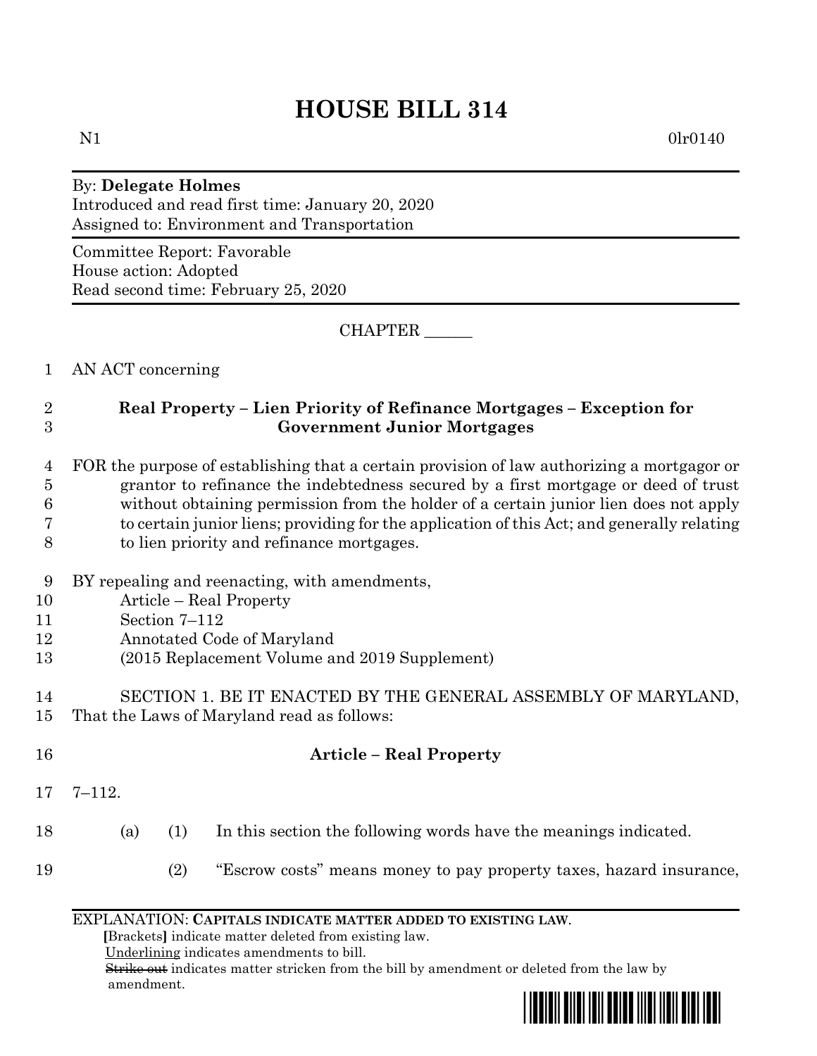# HOUSE BILL 314

N1 0lr0140

By: **Delegate Holmes**
Introduced and read first time: January 20, 2020
Assigned to: Environment and Transportation

Committee Report: Favorable
House action: Adopted
Read second time: February 25, 2020

CHAPTER ______

1 AN ACT concerning

2 **Real Property – Lien Priority of Refinance Mortgages – Exception for**
3 **Government Junior Mortgages**

4 FOR the purpose of establishing that a certain provision of law authorizing a mortgagor or
5 grantor to refinance the indebtedness secured by a first mortgage or deed of trust
6 without obtaining permission from the holder of a certain junior lien does not apply
7 to certain junior liens; providing for the application of this Act; and generally relating
8 to lien priority and refinance mortgages.

9 BY repealing and reenacting, with amendments,
10 Article – Real Property
11 Section 7–112
12 Annotated Code of Maryland
13 (2015 Replacement Volume and 2019 Supplement)

14 SECTION 1. BE IT ENACTED BY THE GENERAL ASSEMBLY OF MARYLAND,
15 That the Laws of Maryland read as follows:

16 **Article – Real Property**

17 7–112.

18 (a) (1) In this section the following words have the meanings indicated.

19 (2) "Escrow costs" means money to pay property taxes, hazard insurance,

EXPLANATION: **CAPITALS INDICATE MATTER ADDED TO EXISTING LAW.**
**[**Brackets**]** indicate matter deleted from existing law.
Underlining indicates amendments to bill.
~~Strike out~~ indicates matter stricken from the bill by amendment or deleted from the law by amendment.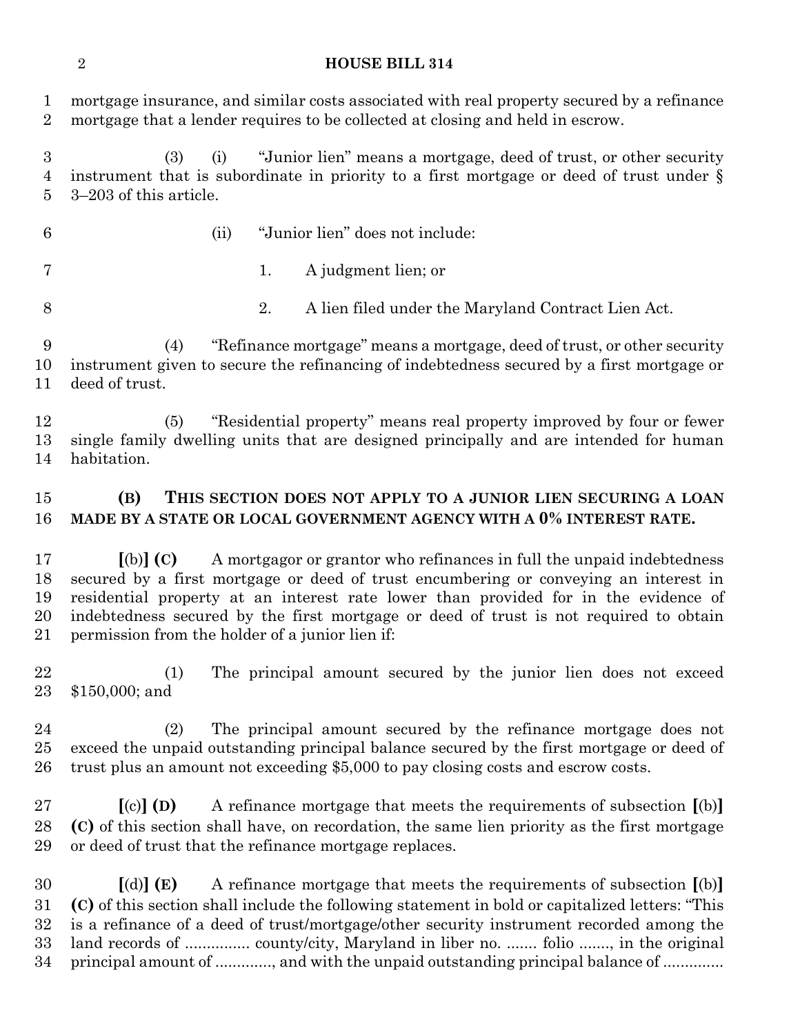mortgage insurance, and similar costs associated with real property secured by a refinance mortgage that a lender requires to be collected at closing and held in escrow.

(3) (i) "Junior lien" means a mortgage, deed of trust, or other security instrument that is subordinate in priority to a first mortgage or deed of trust under § 3–203 of this article.

(ii) "Junior lien" does not include:

1. A judgment lien; or

2. A lien filed under the Maryland Contract Lien Act.

(4) "Refinance mortgage" means a mortgage, deed of trust, or other security instrument given to secure the refinancing of indebtedness secured by a first mortgage or deed of trust.

(5) "Residential property" means real property improved by four or fewer single family dwelling units that are designed principally and are intended for human habitation.

**(B) THIS SECTION DOES NOT APPLY TO A JUNIOR LIEN SECURING A LOAN MADE BY A STATE OR LOCAL GOVERNMENT AGENCY WITH A 0% INTEREST RATE.**

**[**(b)**] (C)** A mortgagor or grantor who refinances in full the unpaid indebtedness secured by a first mortgage or deed of trust encumbering or conveying an interest in residential property at an interest rate lower than provided for in the evidence of indebtedness secured by the first mortgage or deed of trust is not required to obtain permission from the holder of a junior lien if:

(1) The principal amount secured by the junior lien does not exceed $150,000; and

(2) The principal amount secured by the refinance mortgage does not exceed the unpaid outstanding principal balance secured by the first mortgage or deed of trust plus an amount not exceeding $5,000 to pay closing costs and escrow costs.

**[**(c)**] (D)** A refinance mortgage that meets the requirements of subsection **[**(b)**] (C)** of this section shall have, on recordation, the same lien priority as the first mortgage or deed of trust that the refinance mortgage replaces.

**[**(d)**] (E)** A refinance mortgage that meets the requirements of subsection **[**(b)**] (C)** of this section shall include the following statement in bold or capitalized letters: "This is a refinance of a deed of trust/mortgage/other security instrument recorded among the land records of ............... county/city, Maryland in liber no. ....... folio ......., in the original principal amount of ............., and with the unpaid outstanding principal balance of ..............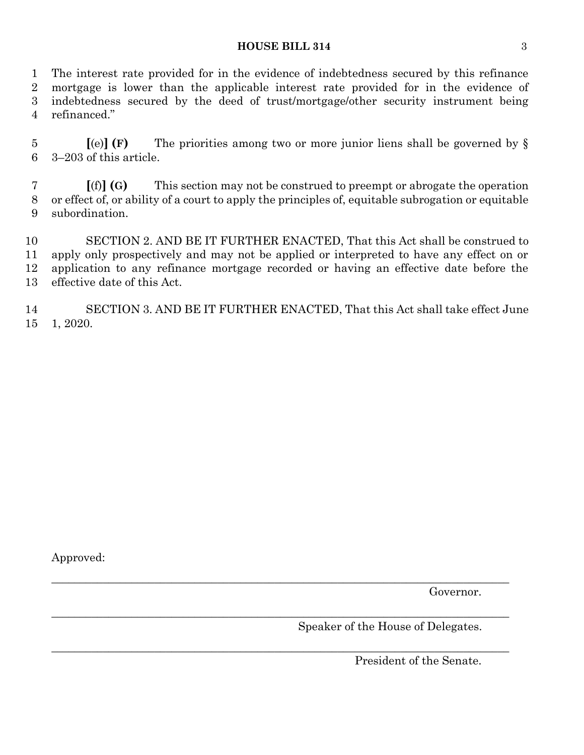The interest rate provided for in the evidence of indebtedness secured by this refinance mortgage is lower than the applicable interest rate provided for in the evidence of indebtedness secured by the deed of trust/mortgage/other security instrument being refinanced."

**[**(e)**] (F)** The priorities among two or more junior liens shall be governed by § 3–203 of this article.

**[**(f)**] (G)** This section may not be construed to preempt or abrogate the operation or effect of, or ability of a court to apply the principles of, equitable subrogation or equitable subordination.

SECTION 2. AND BE IT FURTHER ENACTED, That this Act shall be construed to apply only prospectively and may not be applied or interpreted to have any effect on or application to any refinance mortgage recorded or having an effective date before the effective date of this Act.

SECTION 3. AND BE IT FURTHER ENACTED, That this Act shall take effect June 1, 2020.

Approved:

\_\_\_\_\_\_\_\_\_\_\_\_\_\_\_\_\_\_\_\_\_\_\_\_\_\_\_\_\_\_\_\_\_\_\_\_\_\_\_\_\_\_\_\_\_\_\_\_\_\_\_\_\_\_\_\_\_\_\_\_\_\_\_\_\_\_\_\_\_\_

Governor.

\_\_\_\_\_\_\_\_\_\_\_\_\_\_\_\_\_\_\_\_\_\_\_\_\_\_\_\_\_\_\_\_\_\_\_\_\_\_\_\_\_\_\_\_\_\_\_\_\_\_\_\_\_\_\_\_\_\_\_\_\_\_\_\_\_\_\_\_\_\_

Speaker of the House of Delegates.

\_\_\_\_\_\_\_\_\_\_\_\_\_\_\_\_\_\_\_\_\_\_\_\_\_\_\_\_\_\_\_\_\_\_\_\_\_\_\_\_\_\_\_\_\_\_\_\_\_\_\_\_\_\_\_\_\_\_\_\_\_\_\_\_\_\_\_\_\_\_

President of the Senate.